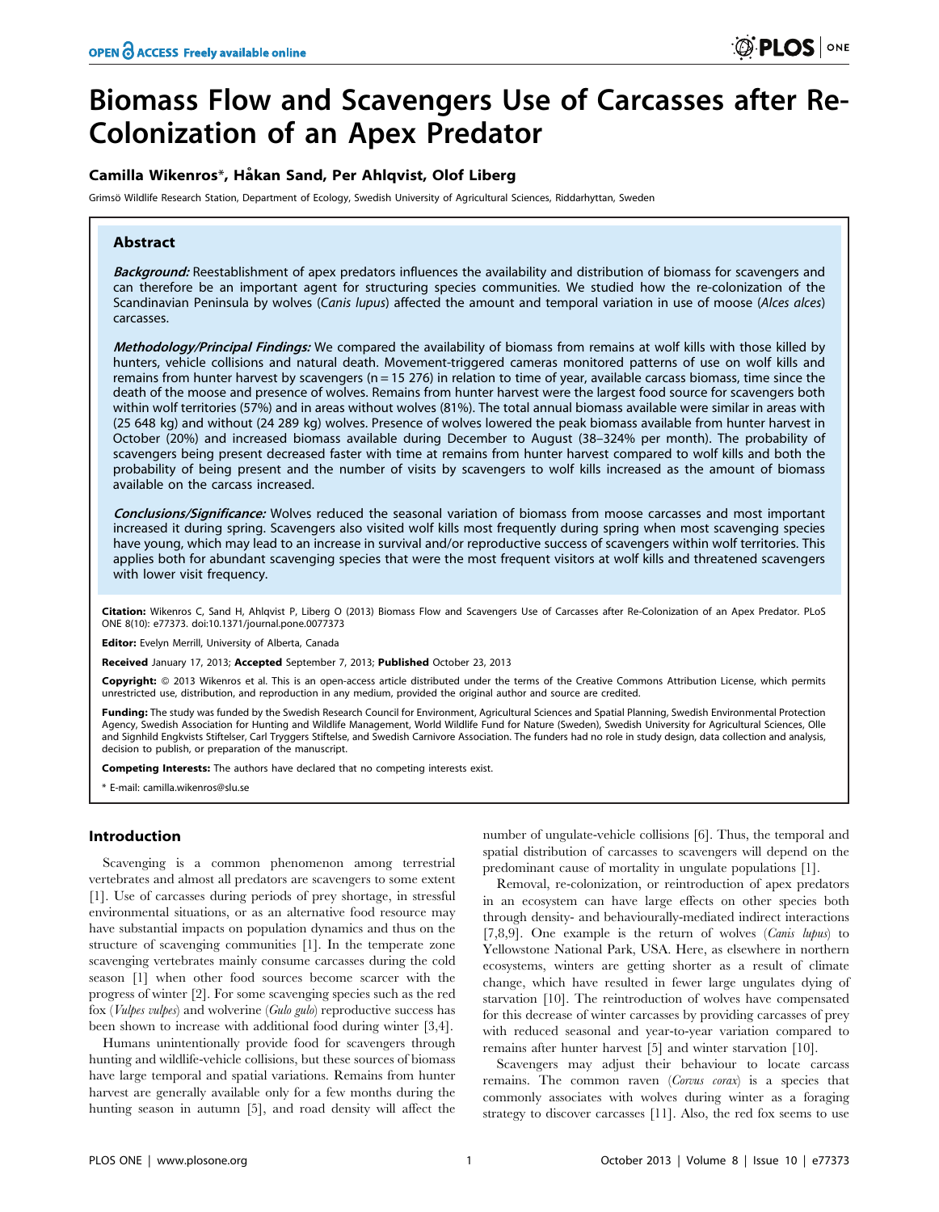# Biomass Flow and Scavengers Use of Carcasses after Re-Colonization of an Apex Predator

**Camilla Wikenros*, Håkan Sand, Per Ahlqvist, Olof Liberg**

Grimsö Wildlife Research Station, Department of Ecology, Swedish University of Agricultural Sciences, Riddarhyttan, Sweden

## Abstract

***Background:*** Reestablishment of apex predators influences the availability and distribution of biomass for scavengers and can therefore be an important agent for structuring species communities. We studied how the re-colonization of the Scandinavian Peninsula by wolves (*Canis lupus*) affected the amount and temporal variation in use of moose (*Alces alces*) carcasses.

***Methodology/Principal Findings:*** We compared the availability of biomass from remains at wolf kills with those killed by hunters, vehicle collisions and natural death. Movement-triggered cameras monitored patterns of use on wolf kills and remains from hunter harvest by scavengers (n = 15 276) in relation to time of year, available carcass biomass, time since the death of the moose and presence of wolves. Remains from hunter harvest were the largest food source for scavengers both within wolf territories (57%) and in areas without wolves (81%). The total annual biomass available were similar in areas with (25 648 kg) and without (24 289 kg) wolves. Presence of wolves lowered the peak biomass available from hunter harvest in October (20%) and increased biomass available during December to August (38–324% per month). The probability of scavengers being present decreased faster with time at remains from hunter harvest compared to wolf kills and both the probability of being present and the number of visits by scavengers to wolf kills increased as the amount of biomass available on the carcass increased.

***Conclusions/Significance:*** Wolves reduced the seasonal variation of biomass from moose carcasses and most important increased it during spring. Scavengers also visited wolf kills most frequently during spring when most scavenging species have young, which may lead to an increase in survival and/or reproductive success of scavengers within wolf territories. This applies both for abundant scavenging species that were the most frequent visitors at wolf kills and threatened scavengers with lower visit frequency.

**Citation:** Wikenros C, Sand H, Ahlqvist P, Liberg O (2013) Biomass Flow and Scavengers Use of Carcasses after Re-Colonization of an Apex Predator. PLoS ONE 8(10): e77373. doi:10.1371/journal.pone.0077373

**Editor:** Evelyn Merrill, University of Alberta, Canada

**Received** January 17, 2013; **Accepted** September 7, 2013; **Published** October 23, 2013

**Copyright:** © 2013 Wikenros et al. This is an open-access article distributed under the terms of the Creative Commons Attribution License, which permits unrestricted use, distribution, and reproduction in any medium, provided the original author and source are credited.

**Funding:** The study was funded by the Swedish Research Council for Environment, Agricultural Sciences and Spatial Planning, Swedish Environmental Protection Agency, Swedish Association for Hunting and Wildlife Management, World Wildlife Fund for Nature (Sweden), Swedish University for Agricultural Sciences, Olle and Signhild Engkvists Stiftelser, Carl Tryggers Stiftelse, and Swedish Carnivore Association. The funders had no role in study design, data collection and analysis, decision to publish, or preparation of the manuscript.

**Competing Interests:** The authors have declared that no competing interests exist.

\* E-mail: camilla.wikenros@slu.se

## Introduction

Scavenging is a common phenomenon among terrestrial vertebrates and almost all predators are scavengers to some extent [1]. Use of carcasses during periods of prey shortage, in stressful environmental situations, or as an alternative food resource may have substantial impacts on population dynamics and thus on the structure of scavenging communities [1]. In the temperate zone scavenging vertebrates mainly consume carcasses during the cold season [1] when other food sources become scarcer with the progress of winter [2]. For some scavenging species such as the red fox (*Vulpes vulpes*) and wolverine (*Gulo gulo*) reproductive success has been shown to increase with additional food during winter [3,4].

Humans unintentionally provide food for scavengers through hunting and wildlife-vehicle collisions, but these sources of biomass have large temporal and spatial variations. Remains from hunter harvest are generally available only for a few months during the hunting season in autumn [5], and road density will affect the number of ungulate-vehicle collisions [6]. Thus, the temporal and spatial distribution of carcasses to scavengers will depend on the predominant cause of mortality in ungulate populations [1].

Removal, re-colonization, or reintroduction of apex predators in an ecosystem can have large effects on other species both through density- and behaviourally-mediated indirect interactions [7,8,9]. One example is the return of wolves (*Canis lupus*) to Yellowstone National Park, USA. Here, as elsewhere in northern ecosystems, winters are getting shorter as a result of climate change, which have resulted in fewer large ungulates dying of starvation [10]. The reintroduction of wolves have compensated for this decrease of winter carcasses by providing carcasses of prey with reduced seasonal and year-to-year variation compared to remains after hunter harvest [5] and winter starvation [10].

Scavengers may adjust their behaviour to locate carcass remains. The common raven (*Corvus corax*) is a species that commonly associates with wolves during winter as a foraging strategy to discover carcasses [11]. Also, the red fox seems to use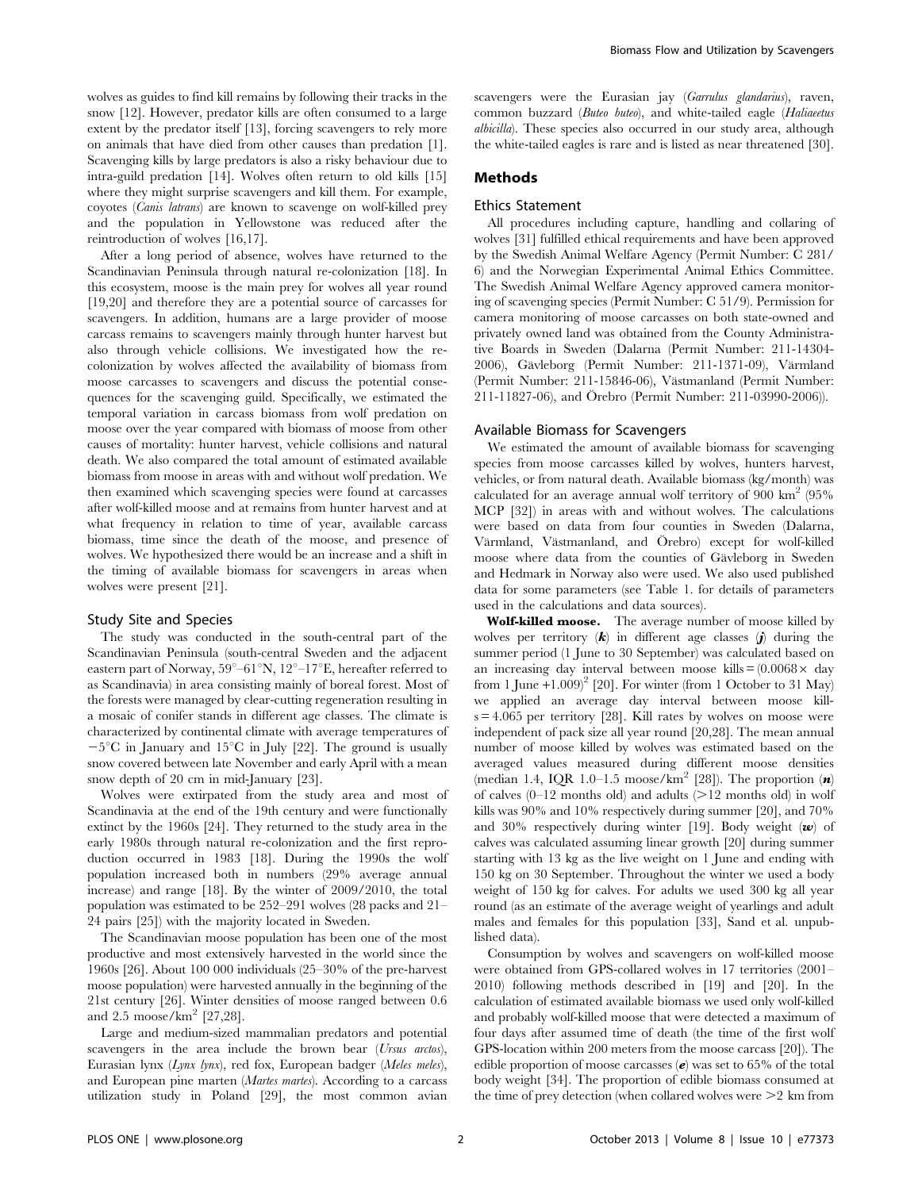wolves as guides to find kill remains by following their tracks in the snow [12]. However, predator kills are often consumed to a large extent by the predator itself [13], forcing scavengers to rely more on animals that have died from other causes than predation [1]. Scavenging kills by large predators is also a risky behaviour due to intra-guild predation [14]. Wolves often return to old kills [15] where they might surprise scavengers and kill them. For example, coyotes (*Canis latrans*) are known to scavenge on wolf-killed prey and the population in Yellowstone was reduced after the reintroduction of wolves [16,17].

After a long period of absence, wolves have returned to the Scandinavian Peninsula through natural re-colonization [18]. In this ecosystem, moose is the main prey for wolves all year round [19,20] and therefore they are a potential source of carcasses for scavengers. In addition, humans are a large provider of moose carcass remains to scavengers mainly through hunter harvest but also through vehicle collisions. We investigated how the re-colonization by wolves affected the availability of biomass from moose carcasses to scavengers and discuss the potential consequences for the scavenging guild. Specifically, we estimated the temporal variation in carcass biomass from wolf predation on moose over the year compared with biomass of moose from other causes of mortality: hunter harvest, vehicle collisions and natural death. We also compared the total amount of estimated available biomass from moose in areas with and without wolf predation. We then examined which scavenging species were found at carcasses after wolf-killed moose and at remains from hunter harvest and at what frequency in relation to time of year, available carcass biomass, time since the death of the moose, and presence of wolves. We hypothesized there would be an increase and a shift in the timing of available biomass for scavengers in areas when wolves were present [21].

### Study Site and Species

The study was conducted in the south-central part of the Scandinavian Peninsula (south-central Sweden and the adjacent eastern part of Norway, 59°–61°N, 12°–17°E, hereafter referred to as Scandinavia) in area consisting mainly of boreal forest. Most of the forests were managed by clear-cutting regeneration resulting in a mosaic of conifer stands in different age classes. The climate is characterized by continental climate with average temperatures of −5°C in January and 15°C in July [22]. The ground is usually snow covered between late November and early April with a mean snow depth of 20 cm in mid-January [23].

Wolves were extirpated from the study area and most of Scandinavia at the end of the 19th century and were functionally extinct by the 1960s [24]. They returned to the study area in the early 1980s through natural re-colonization and the first reproduction occurred in 1983 [18]. During the 1990s the wolf population increased both in numbers (29% average annual increase) and range [18]. By the winter of 2009/2010, the total population was estimated to be 252–291 wolves (28 packs and 21–24 pairs [25]) with the majority located in Sweden.

The Scandinavian moose population has been one of the most productive and most extensively harvested in the world since the 1960s [26]. About 100 000 individuals (25–30% of the pre-harvest moose population) were harvested annually in the beginning of the 21st century [26]. Winter densities of moose ranged between 0.6 and 2.5 moose/km$^2$ [27,28].

Large and medium-sized mammalian predators and potential scavengers in the area include the brown bear (*Ursus arctos*), Eurasian lynx (*Lynx lynx*), red fox, European badger (*Meles meles*), and European pine marten (*Martes martes*). According to a carcass utilization study in Poland [29], the most common avian scavengers were the Eurasian jay (*Garrulus glandarius*), raven, common buzzard (*Buteo buteo*), and white-tailed eagle (*Haliaeetus albicilla*). These species also occurred in our study area, although the white-tailed eagles is rare and is listed as near threatened [30].

## Methods

### Ethics Statement

All procedures including capture, handling and collaring of wolves [31] fulfilled ethical requirements and have been approved by the Swedish Animal Welfare Agency (Permit Number: C 281/6) and the Norwegian Experimental Animal Ethics Committee. The Swedish Animal Welfare Agency approved camera monitoring of scavenging species (Permit Number: C 51/9). Permission for camera monitoring of moose carcasses on both state-owned and privately owned land was obtained from the County Administrative Boards in Sweden (Dalarna (Permit Number: 211-14304-2006), Gävleborg (Permit Number: 211-1371-09), Värmland (Permit Number: 211-15846-06), Västmanland (Permit Number: 211-11827-06), and Örebro (Permit Number: 211-03990-2006)).

### Available Biomass for Scavengers

We estimated the amount of available biomass for scavenging species from moose carcasses killed by wolves, hunters harvest, vehicles, or from natural death. Available biomass (kg/month) was calculated for an average annual wolf territory of 900 km$^2$ (95% MCP [32]) in areas with and without wolves. The calculations were based on data from four counties in Sweden (Dalarna, Värmland, Västmanland, and Örebro) except for wolf-killed moose where data from the counties of Gävleborg in Sweden and Hedmark in Norway also were used. We also used published data for some parameters (see Table 1. for details of parameters used in the calculations and data sources).

**Wolf-killed moose.** The average number of moose killed by wolves per territory ($\boldsymbol{k}$) in different age classes ($\boldsymbol{j}$) during the summer period (1 June to 30 September) was calculated based on an increasing day interval between moose kills = $(0.0068\times$ day from 1 June $+1.009)^2$ [20]. For winter (from 1 October to 31 May) we applied an average day interval between moose kills = 4.065 per territory [28]. Kill rates by wolves on moose were independent of pack size all year round [20,28]. The mean annual number of moose killed by wolves was estimated based on the averaged values measured during different moose densities (median 1.4, IQR 1.0–1.5 moose/km$^2$ [28]). The proportion ($\boldsymbol{n}$) of calves (0–12 months old) and adults (>12 months old) in wolf kills was 90% and 10% respectively during summer [20], and 70% and 30% respectively during winter [19]. Body weight ($\boldsymbol{w}$) of calves was calculated assuming linear growth [20] during summer starting with 13 kg as the live weight on 1 June and ending with 150 kg on 30 September. Throughout the winter we used a body weight of 150 kg for calves. For adults we used 300 kg all year round (as an estimate of the average weight of yearlings and adult males and females for this population [33], Sand et al. unpublished data).

Consumption by wolves and scavengers on wolf-killed moose were obtained from GPS-collared wolves in 17 territories (2001–2010) following methods described in [19] and [20]. In the calculation of estimated available biomass we used only wolf-killed and probably wolf-killed moose that were detected a maximum of four days after assumed time of death (the time of the first wolf GPS-location within 200 meters from the moose carcass [20]). The edible proportion of moose carcasses ($\boldsymbol{e}$) was set to 65% of the total body weight [34]. The proportion of edible biomass consumed at the time of prey detection (when collared wolves were >2 km from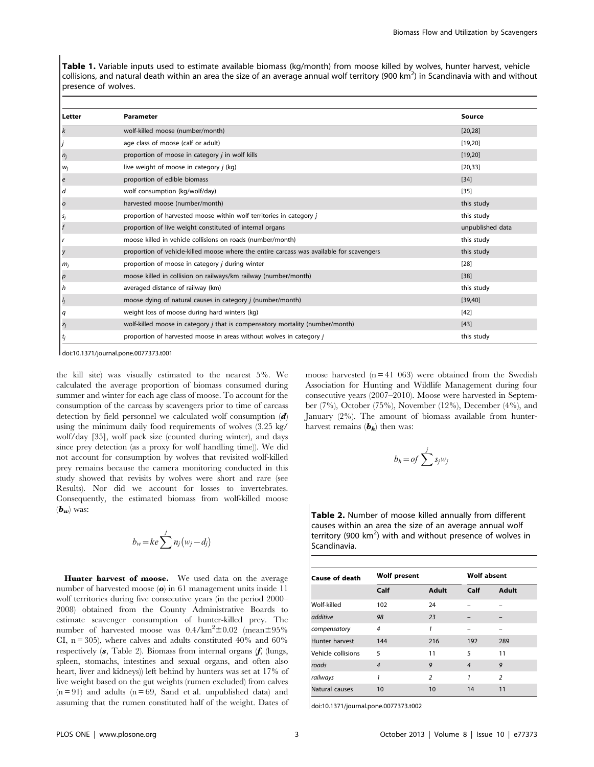**Table 1.** Variable inputs used to estimate available biomass (kg/month) from moose killed by wolves, hunter harvest, vehicle collisions, and natural death within an area the size of an average annual wolf territory (900 km$^2$) in Scandinavia with and without presence of wolves.

| Letter | Parameter | Source |
| --- | --- | --- |
| $k$ | wolf-killed moose (number/month) | [20,28] |
| $j$ | age class of moose (calf or adult) | [19,20] |
| $n_j$ | proportion of moose in category $j$ in wolf kills | [19,20] |
| $w_j$ | live weight of moose in category $j$ (kg) | [20,33] |
| $e$ | proportion of edible biomass | [34] |
| $d$ | wolf consumption (kg/wolf/day) | [35] |
| $o$ | harvested moose (number/month) | this study |
| $s_j$ | proportion of harvested moose within wolf territories in category $j$ | this study |
| $f$ | proportion of live weight constituted of internal organs | unpublished data |
| $r$ | moose killed in vehicle collisions on roads (number/month) | this study |
| $y$ | proportion of vehicle-killed moose where the entire carcass was available for scavengers | this study |
| $m_j$ | proportion of moose in category $j$ during winter | [28] |
| $p$ | moose killed in collision on railways/km railway (number/month) | [38] |
| $h$ | averaged distance of railway (km) | this study |
| $l_j$ | moose dying of natural causes in category $j$ (number/month) | [39,40] |
| $q$ | weight loss of moose during hard winters (kg) | [42] |
| $z_j$ | wolf-killed moose in category $j$ that is compensatory mortality (number/month) | [43] |
| $t_j$ | proportion of harvested moose in areas without wolves in category $j$ | this study |

doi:10.1371/journal.pone.0077373.t001

the kill site) was visually estimated to the nearest 5%. We calculated the average proportion of biomass consumed during summer and winter for each age class of moose. To account for the consumption of the carcass by scavengers prior to time of carcass detection by field personnel we calculated wolf consumption (***d***) using the minimum daily food requirements of wolves (3.25 kg/wolf/day [35], wolf pack size (counted during winter), and days since prey detection (as a proxy for wolf handling time)). We did not account for consumption by wolves that revisited wolf-killed prey remains because the camera monitoring conducted in this study showed that revisits by wolves were short and rare (see Results). Nor did we account for losses to invertebrates. Consequently, the estimated biomass from wolf-killed moose ($b_w$) was:

$$b_w = ke\sum^{j} n_j(w_j - d_j)$$

**Hunter harvest of moose.** We used data on the average number of harvested moose (***o***) in 61 management units inside 11 wolf territories during five consecutive years (in the period 2000–2008) obtained from the County Administrative Boards to estimate scavenger consumption of hunter-killed prey. The number of harvested moose was 0.4/km$^2$±0.02 (mean±95% CI, n = 305), where calves and adults constituted 40% and 60% respectively (***s***, Table 2). Biomass from internal organs (***f***, (lungs, spleen, stomachs, intestines and sexual organs, and often also heart, liver and kidneys)) left behind by hunters was set at 17% of live weight based on the gut weights (rumen excluded) from calves (n = 91) and adults (n = 69, Sand et al. unpublished data) and assuming that the rumen constituted half of the weight. Dates of moose harvested (n = 41 063) were obtained from the Swedish Association for Hunting and Wildlife Management during four consecutive years (2007–2010). Moose were harvested in September (7%), October (75%), November (12%), December (4%), and January (2%). The amount of biomass available from hunter-harvest remains ($b_h$) then was:

$$b_h = of\sum^{j} s_j w_j$$

**Table 2.** Number of moose killed annually from different causes within an area the size of an average annual wolf territory (900 km$^2$) with and without presence of wolves in Scandinavia.

| Cause of death | Wolf present | | Wolf absent | |
| --- | --- | --- | --- | --- |
| | Calf | Adult | Calf | Adult |
| Wolf-killed | 102 | 24 | – | – |
| *additive* | *98* | *23* | – | – |
| *compensatory* | *4* | *1* | – | – |
| Hunter harvest | 144 | 216 | 192 | 289 |
| Vehicle collisions | 5 | 11 | 5 | 11 |
| *roads* | *4* | *9* | *4* | *9* |
| *railways* | *1* | *2* | *1* | *2* |
| Natural causes | 10 | 10 | 14 | 11 |

doi:10.1371/journal.pone.0077373.t002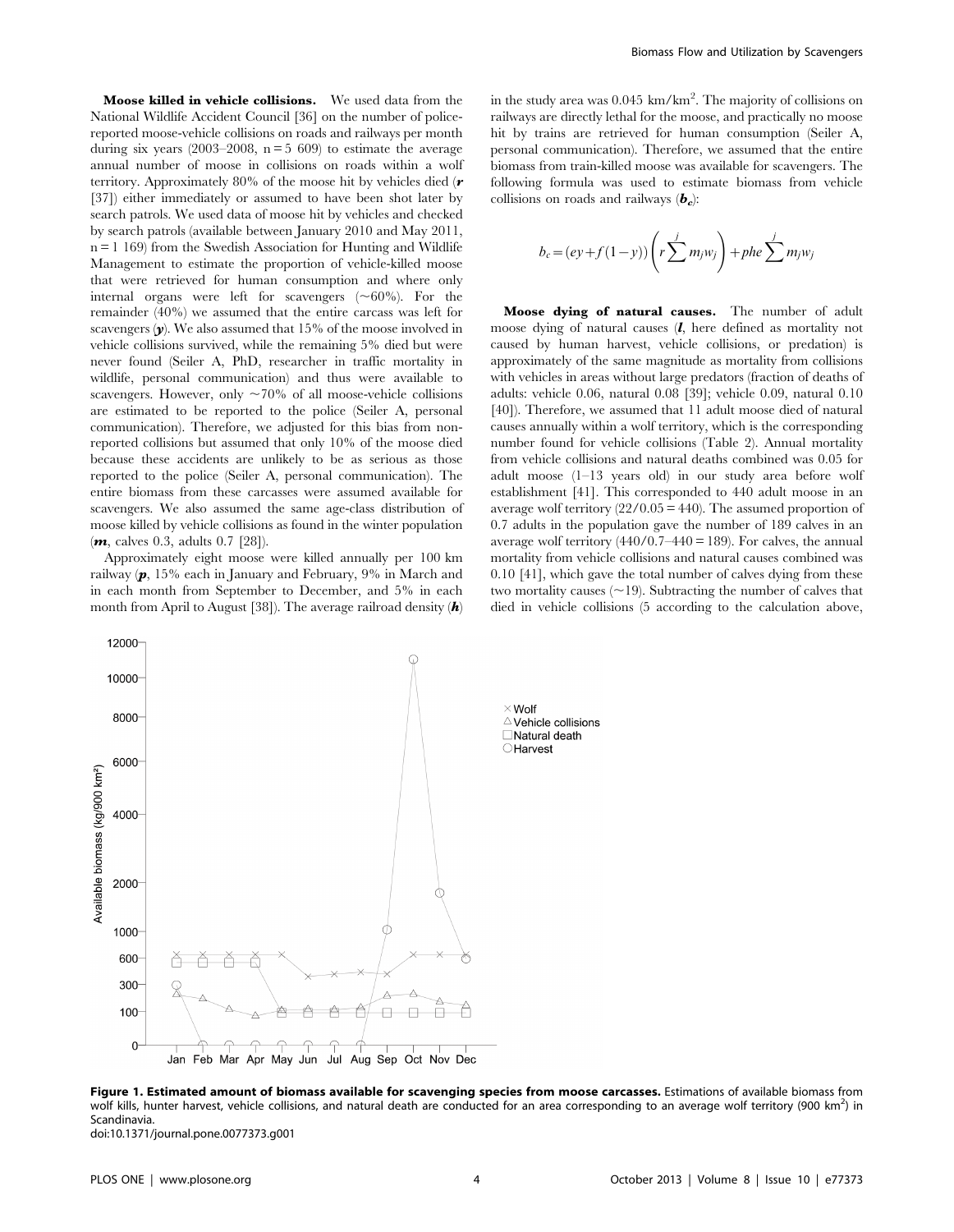**Moose killed in vehicle collisions.** We used data from the National Wildlife Accident Council [36] on the number of police-reported moose-vehicle collisions on roads and railways per month during six years (2003–2008, n = 5 609) to estimate the average annual number of moose in collisions on roads within a wolf territory. Approximately 80% of the moose hit by vehicles died (***r*** [37]) either immediately or assumed to have been shot later by search patrols. We used data of moose hit by vehicles and checked by search patrols (available between January 2010 and May 2011, n = 1 169) from the Swedish Association for Hunting and Wildlife Management to estimate the proportion of vehicle-killed moose that were retrieved for human consumption and where only internal organs were left for scavengers (~60%). For the remainder (40%) we assumed that the entire carcass was left for scavengers (***y***). We also assumed that 15% of the moose involved in vehicle collisions survived, while the remaining 5% died but were never found (Seiler A, PhD, researcher in traffic mortality in wildlife, personal communication) and thus were available to scavengers. However, only ~70% of all moose-vehicle collisions are estimated to be reported to the police (Seiler A, personal communication). Therefore, we adjusted for this bias from non-reported collisions but assumed that only 10% of the moose died because these accidents are unlikely to be as serious as those reported to the police (Seiler A, personal communication). The entire biomass from these carcasses were assumed available for scavengers. We also assumed the same age-class distribution of moose killed by vehicle collisions as found in the winter population (***m***, calves 0.3, adults 0.7 [28]).

Approximately eight moose were killed annually per 100 km railway (***p***, 15% each in January and February, 9% in March and in each month from September to December, and 5% in each month from April to August [38]). The average railroad density (***h***) in the study area was 0.045 km/km$^2$. The majority of collisions on railways are directly lethal for the moose, and practically no moose hit by trains are retrieved for human consumption (Seiler A, personal communication). Therefore, we assumed that the entire biomass from train-killed moose was available for scavengers. The following formula was used to estimate biomass from vehicle collisions on roads and railways ($\boldsymbol{b_c}$):

$$b_c = (ey + f(1-y))\left(r\sum^{j} m_j w_j\right) + phe\sum^{j} m_j w_j$$

**Moose dying of natural causes.** The number of adult moose dying of natural causes (***l***, here defined as mortality not caused by human harvest, vehicle collisions, or predation) is approximately of the same magnitude as mortality from collisions with vehicles in areas without large predators (fraction of deaths of adults: vehicle 0.06, natural 0.08 [39]; vehicle 0.09, natural 0.10 [40]). Therefore, we assumed that 11 adult moose died of natural causes annually within a wolf territory, which is the corresponding number found for vehicle collisions (Table 2). Annual mortality from vehicle collisions and natural deaths combined was 0.05 for adult moose (1–13 years old) in our study area before wolf establishment [41]. This corresponded to 440 adult moose in an average wolf territory (22/0.05 = 440). The assumed proportion of 0.7 adults in the population gave the number of 189 calves in an average wolf territory (440/0.7–440 = 189). For calves, the annual mortality from vehicle collisions and natural causes combined was 0.10 [41], which gave the total number of calves dying from these two mortality causes (~19). Subtracting the number of calves that died in vehicle collisions (5 according to the calculation above,

**Figure 1. Estimated amount of biomass available for scavenging species from moose carcasses.** Estimations of available biomass from wolf kills, hunter harvest, vehicle collisions, and natural death are conducted for an area corresponding to an average wolf territory (900 km$^2$) in Scandinavia.
doi:10.1371/journal.pone.0077373.g001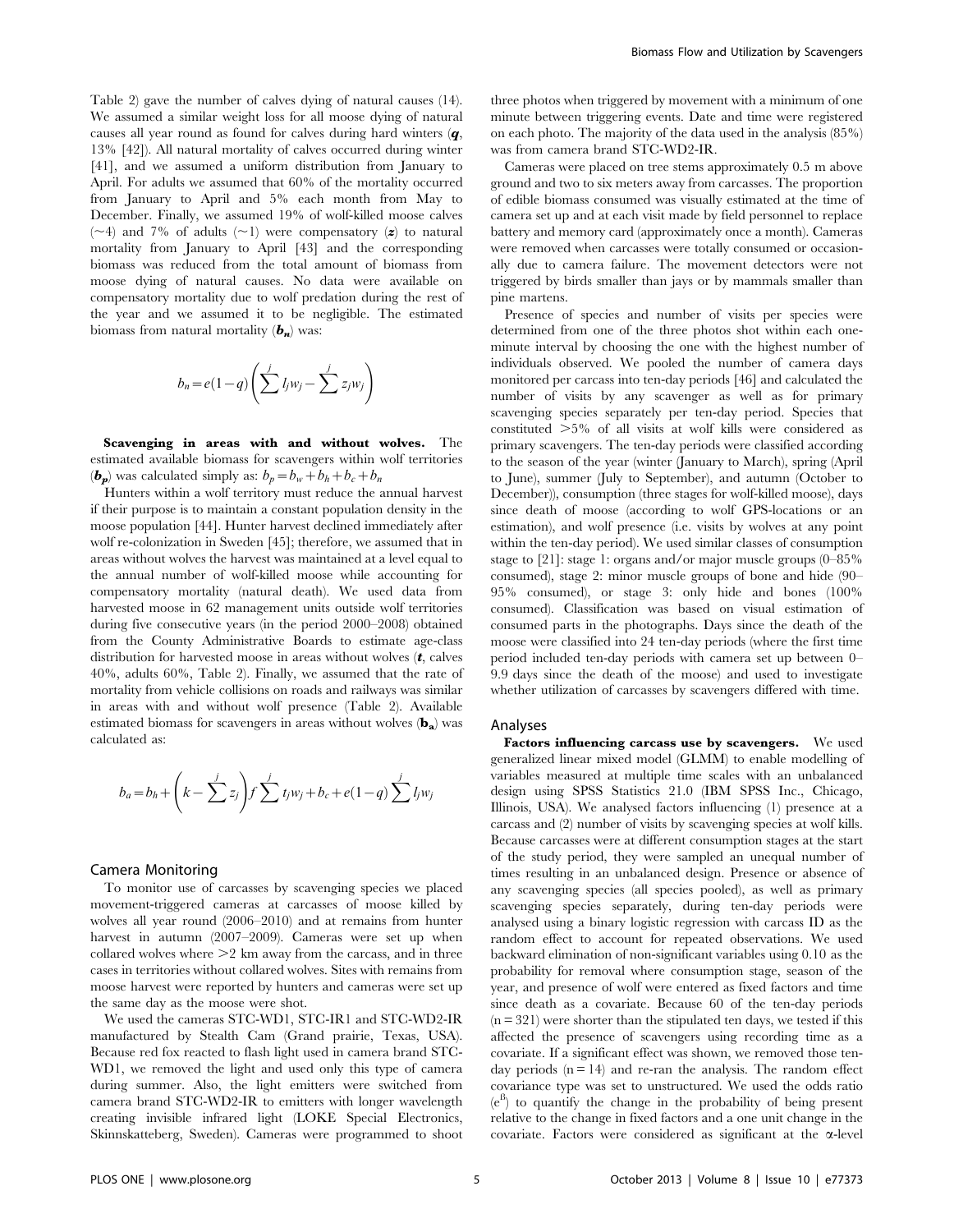Table 2) gave the number of calves dying of natural causes (14). We assumed a similar weight loss for all moose dying of natural causes all year round as found for calves during hard winters (***q***, 13% [42]). All natural mortality of calves occurred during winter [41], and we assumed a uniform distribution from January to April. For adults we assumed that 60% of the mortality occurred from January to April and 5% each month from May to December. Finally, we assumed 19% of wolf-killed moose calves (~4) and 7% of adults (~1) were compensatory (***z***) to natural mortality from January to April [43] and the corresponding biomass was reduced from the total amount of biomass from moose dying of natural causes. No data were available on compensatory mortality due to wolf predation during the rest of the year and we assumed it to be negligible. The estimated biomass from natural mortality ($\boldsymbol{b_n}$) was:

$$b_n = e(1-q)\left(\sum^{j} l_j w_j - \sum^{j} z_j w_j\right)$$

**Scavenging in areas with and without wolves.** The estimated available biomass for scavengers within wolf territories ($\boldsymbol{b_p}$) was calculated simply as: $b_p = b_w + b_h + b_c + b_n$

Hunters within a wolf territory must reduce the annual harvest if their purpose is to maintain a constant population density in the moose population [44]. Hunter harvest declined immediately after wolf re-colonization in Sweden [45]; therefore, we assumed that in areas without wolves the harvest was maintained at a level equal to the annual number of wolf-killed moose while accounting for compensatory mortality (natural death). We used data from harvested moose in 62 management units outside wolf territories during five consecutive years (in the period 2000–2008) obtained from the County Administrative Boards to estimate age-class distribution for harvested moose in areas without wolves (***t***, calves 40%, adults 60%, Table 2). Finally, we assumed that the rate of mortality from vehicle collisions on roads and railways was similar in areas with and without wolf presence (Table 2). Available estimated biomass for scavengers in areas without wolves ($\mathbf{b_a}$) was calculated as:

$$b_a = b_h + \left(k - \sum^{j} z_j\right) f \sum^{j} t_j w_j + b_c + e(1-q)\sum^{j} l_j w_j$$

## Camera Monitoring

To monitor use of carcasses by scavenging species we placed movement-triggered cameras at carcasses of moose killed by wolves all year round (2006–2010) and at remains from hunter harvest in autumn (2007–2009). Cameras were set up when collared wolves where >2 km away from the carcass, and in three cases in territories without collared wolves. Sites with remains from moose harvest were reported by hunters and cameras were set up the same day as the moose were shot.

We used the cameras STC-WD1, STC-IR1 and STC-WD2-IR manufactured by Stealth Cam (Grand prairie, Texas, USA). Because red fox reacted to flash light used in camera brand STC-WD1, we removed the light and used only this type of camera during summer. Also, the light emitters were switched from camera brand STC-WD2-IR to emitters with longer wavelength creating invisible infrared light (LOKE Special Electronics, Skinnskatteberg, Sweden). Cameras were programmed to shoot three photos when triggered by movement with a minimum of one minute between triggering events. Date and time were registered on each photo. The majority of the data used in the analysis (85%) was from camera brand STC-WD2-IR.

Cameras were placed on tree stems approximately 0.5 m above ground and two to six meters away from carcasses. The proportion of edible biomass consumed was visually estimated at the time of camera set up and at each visit made by field personnel to replace battery and memory card (approximately once a month). Cameras were removed when carcasses were totally consumed or occasionally due to camera failure. The movement detectors were not triggered by birds smaller than jays or by mammals smaller than pine martens.

Presence of species and number of visits per species were determined from one of the three photos shot within each one-minute interval by choosing the one with the highest number of individuals observed. We pooled the number of camera days monitored per carcass into ten-day periods [46] and calculated the number of visits by any scavenger as well as for primary scavenging species separately per ten-day period. Species that constituted >5% of all visits at wolf kills were considered as primary scavengers. The ten-day periods were classified according to the season of the year (winter (January to March), spring (April to June), summer (July to September), and autumn (October to December)), consumption (three stages for wolf-killed moose), days since death of moose (according to wolf GPS-locations or an estimation), and wolf presence (i.e. visits by wolves at any point within the ten-day period). We used similar classes of consumption stage to [21]: stage 1: organs and/or major muscle groups (0–85% consumed), stage 2: minor muscle groups of bone and hide (90–95% consumed), or stage 3: only hide and bones (100% consumed). Classification was based on visual estimation of consumed parts in the photographs. Days since the death of the moose were classified into 24 ten-day periods (where the first time period included ten-day periods with camera set up between 0–9.9 days since the death of the moose) and used to investigate whether utilization of carcasses by scavengers differed with time.

## Analyses

**Factors influencing carcass use by scavengers.** We used generalized linear mixed model (GLMM) to enable modelling of variables measured at multiple time scales with an unbalanced design using SPSS Statistics 21.0 (IBM SPSS Inc., Chicago, Illinois, USA). We analysed factors influencing (1) presence at a carcass and (2) number of visits by scavenging species at wolf kills. Because carcasses were at different consumption stages at the start of the study period, they were sampled an unequal number of times resulting in an unbalanced design. Presence or absence of any scavenging species (all species pooled), as well as primary scavenging species separately, during ten-day periods were analysed using a binary logistic regression with carcass ID as the random effect to account for repeated observations. We used backward elimination of non-significant variables using 0.10 as the probability for removal where consumption stage, season of the year, and presence of wolf were entered as fixed factors and time since death as a covariate. Because 60 of the ten-day periods (n = 321) were shorter than the stipulated ten days, we tested if this affected the presence of scavengers using recording time as a covariate. If a significant effect was shown, we removed those ten-day periods (n = 14) and re-ran the analysis. The random effect covariance type was set to unstructured. We used the odds ratio ($e^{B}$) to quantify the change in the probability of being present relative to the change in fixed factors and a one unit change in the covariate. Factors were considered as significant at the α-level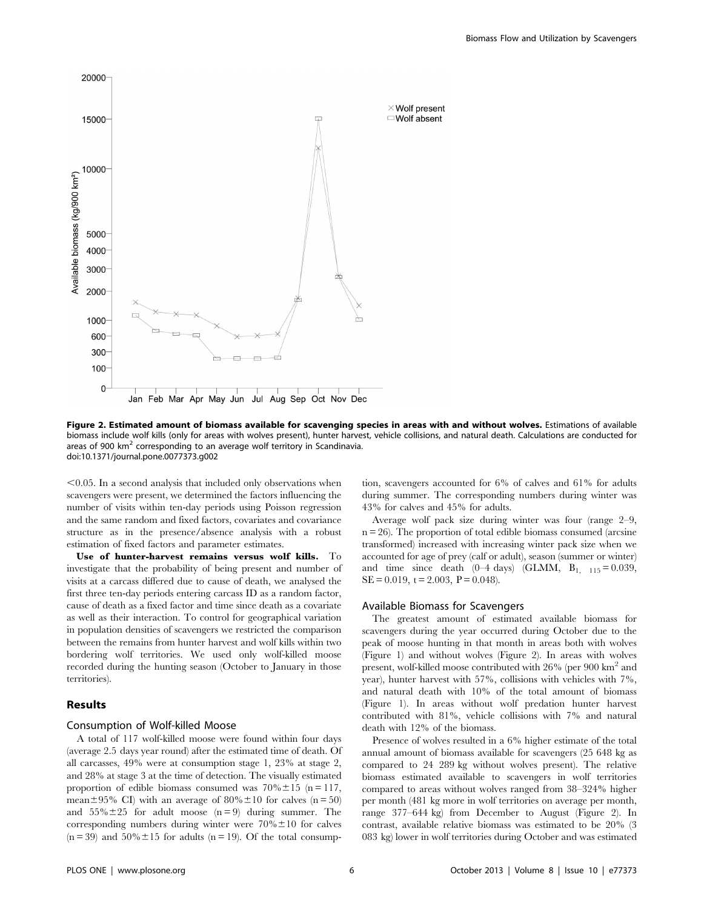**Figure 2. Estimated amount of biomass available for scavenging species in areas with and without wolves.** Estimations of available biomass include wolf kills (only for areas with wolves present), hunter harvest, vehicle collisions, and natural death. Calculations are conducted for areas of 900 km$^2$ corresponding to an average wolf territory in Scandinavia.
doi:10.1371/journal.pone.0077373.g002

<0.05. In a second analysis that included only observations when scavengers were present, we determined the factors influencing the number of visits within ten-day periods using Poisson regression and the same random and fixed factors, covariates and covariance structure as in the presence/absence analysis with a robust estimation of fixed factors and parameter estimates.

**Use of hunter-harvest remains versus wolf kills.** To investigate that the probability of being present and number of visits at a carcass differed due to cause of death, we analysed the first three ten-day periods entering carcass ID as a random factor, cause of death as a fixed factor and time since death as a covariate as well as their interaction. To control for geographical variation in population densities of scavengers we restricted the comparison between the remains from hunter harvest and wolf kills within two bordering wolf territories. We used only wolf-killed moose recorded during the hunting season (October to January in those territories).

## Results

### Consumption of Wolf-killed Moose

A total of 117 wolf-killed moose were found within four days (average 2.5 days year round) after the estimated time of death. Of all carcasses, 49% were at consumption stage 1, 23% at stage 2, and 28% at stage 3 at the time of detection. The visually estimated proportion of edible biomass consumed was 70%±15 (n = 117, mean±95% CI) with an average of 80%±10 for calves (n = 50) and 55%±25 for adult moose (n = 9) during summer. The corresponding numbers during winter were 70%±10 for calves (n = 39) and 50%±15 for adults (n = 19). Of the total consumption, scavengers accounted for 6% of calves and 61% for adults during summer. The corresponding numbers during winter was 43% for calves and 45% for adults.

Average wolf pack size during winter was four (range 2–9, n = 26). The proportion of total edible biomass consumed (arcsine transformed) increased with increasing winter pack size when we accounted for age of prey (calf or adult), season (summer or winter) and time since death (0–4 days) (GLMM, $B_{1,\ 115} = 0.039$, SE = 0.019, t = 2.003, P = 0.048).

### Available Biomass for Scavengers

The greatest amount of estimated available biomass for scavengers during the year occurred during October due to the peak of moose hunting in that month in areas both with wolves (Figure 1) and without wolves (Figure 2). In areas with wolves present, wolf-killed moose contributed with 26% (per 900 km$^2$ and year), hunter harvest with 57%, collisions with vehicles with 7%, and natural death with 10% of the total amount of biomass (Figure 1). In areas without wolf predation hunter harvest contributed with 81%, vehicle collisions with 7% and natural death with 12% of the biomass.

Presence of wolves resulted in a 6% higher estimate of the total annual amount of biomass available for scavengers (25 648 kg as compared to 24 289 kg without wolves present). The relative biomass estimated available to scavengers in wolf territories compared to areas without wolves ranged from 38–324% higher per month (481 kg more in wolf territories on average per month, range 377–644 kg) from December to August (Figure 2). In contrast, available relative biomass was estimated to be 20% (3 083 kg) lower in wolf territories during October and was estimated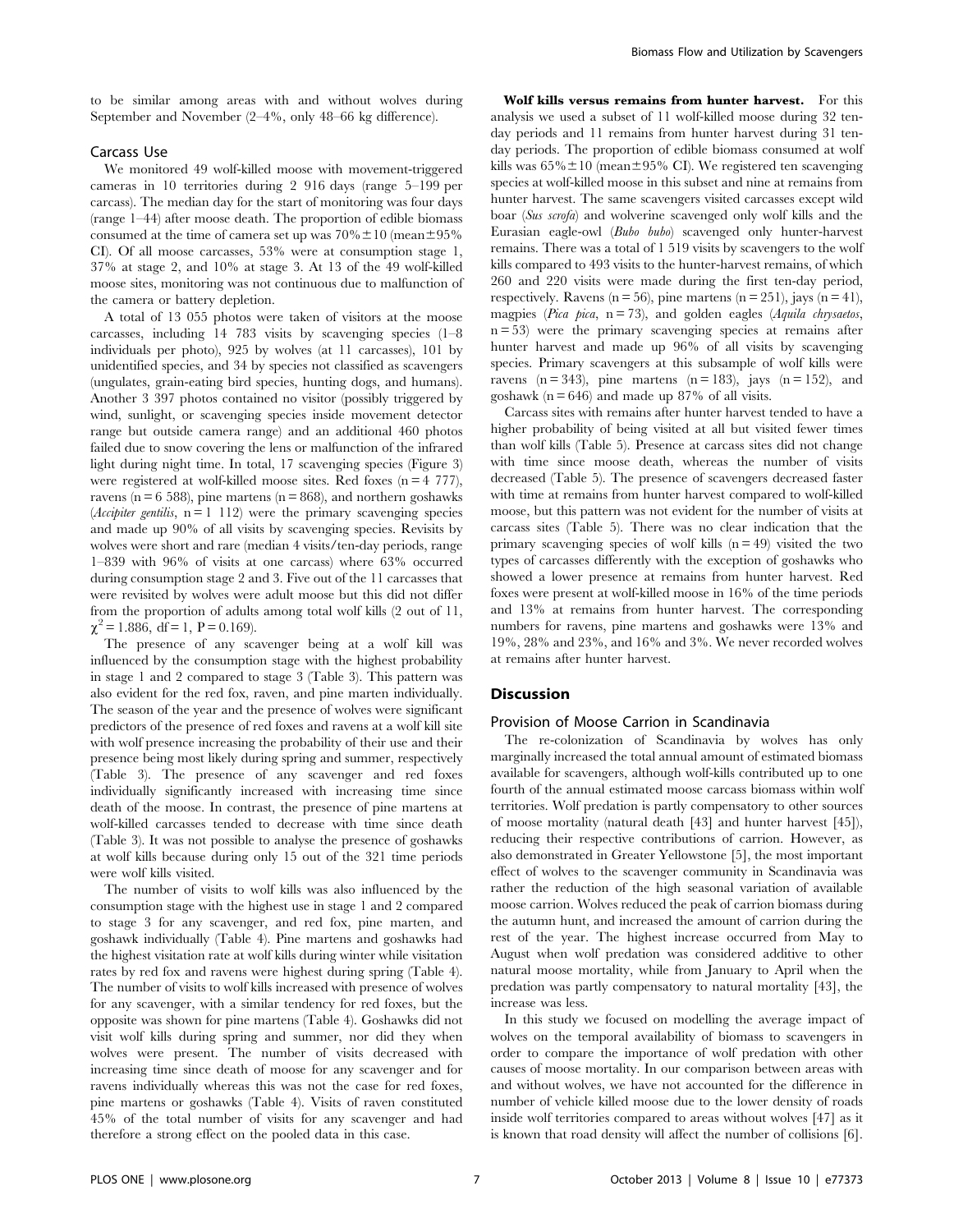to be similar among areas with and without wolves during September and November (2–4%, only 48–66 kg difference).

### Carcass Use

We monitored 49 wolf-killed moose with movement-triggered cameras in 10 territories during 2 916 days (range 5–199 per carcass). The median day for the start of monitoring was four days (range 1–44) after moose death. The proportion of edible biomass consumed at the time of camera set up was 70%±10 (mean±95% CI). Of all moose carcasses, 53% were at consumption stage 1, 37% at stage 2, and 10% at stage 3. At 13 of the 49 wolf-killed moose sites, monitoring was not continuous due to malfunction of the camera or battery depletion.

A total of 13 055 photos were taken of visitors at the moose carcasses, including 14 783 visits by scavenging species (1–8 individuals per photo), 925 by wolves (at 11 carcasses), 101 by unidentified species, and 34 by species not classified as scavengers (ungulates, grain-eating bird species, hunting dogs, and humans). Another 3 397 photos contained no visitor (possibly triggered by wind, sunlight, or scavenging species inside movement detector range but outside camera range) and an additional 460 photos failed due to snow covering the lens or malfunction of the infrared light during night time. In total, 17 scavenging species (Figure 3) were registered at wolf-killed moose sites. Red foxes (n = 4 777), ravens (n = 6 588), pine martens (n = 868), and northern goshawks (*Accipiter gentilis*, n = 1 112) were the primary scavenging species and made up 90% of all visits by scavenging species. Revisits by wolves were short and rare (median 4 visits/ten-day periods, range 1–839 with 96% of visits at one carcass) where 63% occurred during consumption stage 2 and 3. Five out of the 11 carcasses that were revisited by wolves were adult moose but this did not differ from the proportion of adults among total wolf kills (2 out of 11, $\chi^2 = 1.886$, df = 1, P = 0.169).

The presence of any scavenger being at a wolf kill was influenced by the consumption stage with the highest probability in stage 1 and 2 compared to stage 3 (Table 3). This pattern was also evident for the red fox, raven, and pine marten individually. The season of the year and the presence of wolves were significant predictors of the presence of red foxes and ravens at a wolf kill site with wolf presence increasing the probability of their use and their presence being most likely during spring and summer, respectively (Table 3). The presence of any scavenger and red foxes individually significantly increased with increasing time since death of the moose. In contrast, the presence of pine martens at wolf-killed carcasses tended to decrease with time since death (Table 3). It was not possible to analyse the presence of goshawks at wolf kills because during only 15 out of the 321 time periods were wolf kills visited.

The number of visits to wolf kills was also influenced by the consumption stage with the highest use in stage 1 and 2 compared to stage 3 for any scavenger, and red fox, pine marten, and goshawk individually (Table 4). Pine martens and goshawks had the highest visitation rate at wolf kills during winter while visitation rates by red fox and ravens were highest during spring (Table 4). The number of visits to wolf kills increased with presence of wolves for any scavenger, with a similar tendency for red foxes, but the opposite was shown for pine martens (Table 4). Goshawks did not visit wolf kills during spring and summer, nor did they when wolves were present. The number of visits decreased with increasing time since death of moose for any scavenger and for ravens individually whereas this was not the case for red foxes, pine martens or goshawks (Table 4). Visits of raven constituted 45% of the total number of visits for any scavenger and had therefore a strong effect on the pooled data in this case.

**Wolf kills versus remains from hunter harvest.** For this analysis we used a subset of 11 wolf-killed moose during 32 ten-day periods and 11 remains from hunter harvest during 31 ten-day periods. The proportion of edible biomass consumed at wolf kills was 65%±10 (mean±95% CI). We registered ten scavenging species at wolf-killed moose in this subset and nine at remains from hunter harvest. The same scavengers visited carcasses except wild boar (*Sus scrofa*) and wolverine scavenged only wolf kills and the Eurasian eagle-owl (*Bubo bubo*) scavenged only hunter-harvest remains. There was a total of 1 519 visits by scavengers to the wolf kills compared to 493 visits to the hunter-harvest remains, of which 260 and 220 visits were made during the first ten-day period, respectively. Ravens (n = 56), pine martens (n = 251), jays (n = 41), magpies (*Pica pica*, n = 73), and golden eagles (*Aquila chrysaetos*, n = 53) were the primary scavenging species at remains after hunter harvest and made up 96% of all visits by scavenging species. Primary scavengers at this subsample of wolf kills were ravens (n = 343), pine martens (n = 183), jays (n = 152), and goshawk (n = 646) and made up 87% of all visits.

Carcass sites with remains after hunter harvest tended to have a higher probability of being visited at all but visited fewer times than wolf kills (Table 5). Presence at carcass sites did not change with time since moose death, whereas the number of visits decreased (Table 5). The presence of scavengers decreased faster with time at remains from hunter harvest compared to wolf-killed moose, but this pattern was not evident for the number of visits at carcass sites (Table 5). There was no clear indication that the primary scavenging species of wolf kills (n = 49) visited the two types of carcasses differently with the exception of goshawks who showed a lower presence at remains from hunter harvest. Red foxes were present at wolf-killed moose in 16% of the time periods and 13% at remains from hunter harvest. The corresponding numbers for ravens, pine martens and goshawks were 13% and 19%, 28% and 23%, and 16% and 3%. We never recorded wolves at remains after hunter harvest.

## Discussion

### Provision of Moose Carrion in Scandinavia

The re-colonization of Scandinavia by wolves has only marginally increased the total annual amount of estimated biomass available for scavengers, although wolf-kills contributed up to one fourth of the annual estimated moose carcass biomass within wolf territories. Wolf predation is partly compensatory to other sources of moose mortality (natural death [43] and hunter harvest [45]), reducing their respective contributions of carrion. However, as also demonstrated in Greater Yellowstone [5], the most important effect of wolves to the scavenger community in Scandinavia was rather the reduction of the high seasonal variation of available moose carrion. Wolves reduced the peak of carrion biomass during the autumn hunt, and increased the amount of carrion during the rest of the year. The highest increase occurred from May to August when wolf predation was considered additive to other natural moose mortality, while from January to April when the predation was partly compensatory to natural mortality [43], the increase was less.

In this study we focused on modelling the average impact of wolves on the temporal availability of biomass to scavengers in order to compare the importance of wolf predation with other causes of moose mortality. In our comparison between areas with and without wolves, we have not accounted for the difference in number of vehicle killed moose due to the lower density of roads inside wolf territories compared to areas without wolves [47] as it is known that road density will affect the number of collisions [6].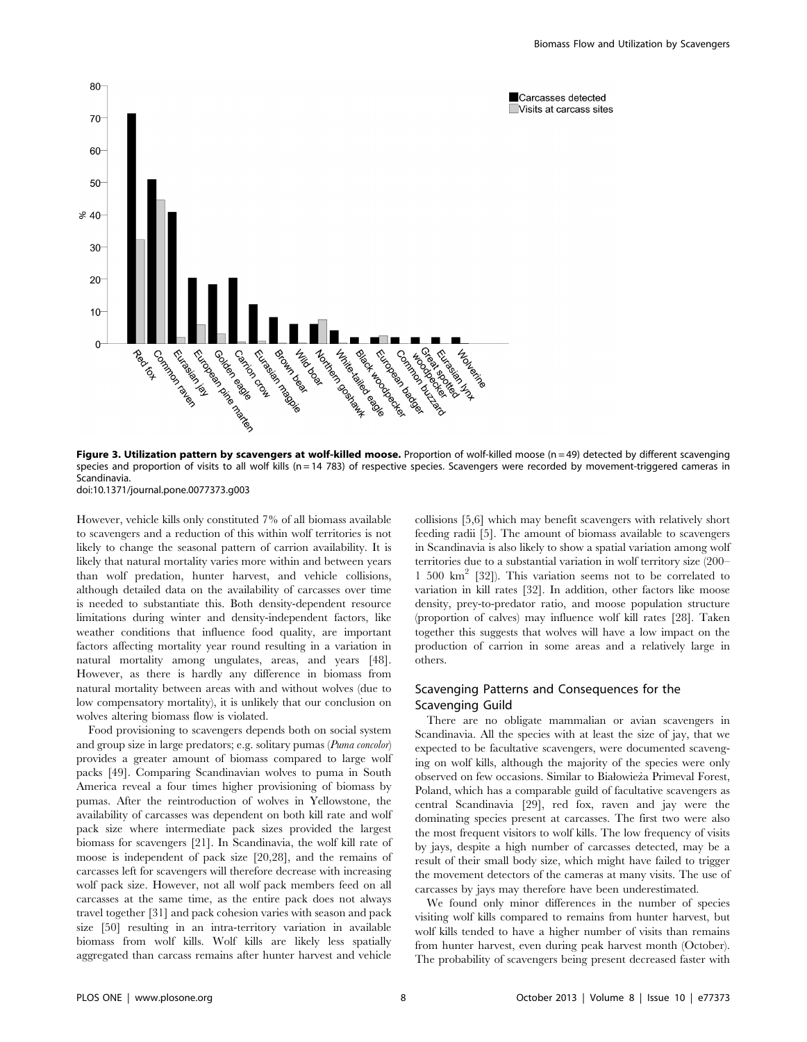**Figure 3. Utilization pattern by scavengers at wolf-killed moose.** Proportion of wolf-killed moose (n = 49) detected by different scavenging species and proportion of visits to all wolf kills (n = 14 783) of respective species. Scavengers were recorded by movement-triggered cameras in Scandinavia.
doi:10.1371/journal.pone.0077373.g003

However, vehicle kills only constituted 7% of all biomass available to scavengers and a reduction of this within wolf territories is not likely to change the seasonal pattern of carrion availability. It is likely that natural mortality varies more within and between years than wolf predation, hunter harvest, and vehicle collisions, although detailed data on the availability of carcasses over time is needed to substantiate this. Both density-dependent resource limitations during winter and density-independent factors, like weather conditions that influence food quality, are important factors affecting mortality year round resulting in a variation in natural mortality among ungulates, areas, and years [48]. However, as there is hardly any difference in biomass from natural mortality between areas with and without wolves (due to low compensatory mortality), it is unlikely that our conclusion on wolves altering biomass flow is violated.

Food provisioning to scavengers depends both on social system and group size in large predators; e.g. solitary pumas (*Puma concolor*) provides a greater amount of biomass compared to large wolf packs [49]. Comparing Scandinavian wolves to puma in South America reveal a four times higher provisioning of biomass by pumas. After the reintroduction of wolves in Yellowstone, the availability of carcasses was dependent on both kill rate and wolf pack size where intermediate pack sizes provided the largest biomass for scavengers [21]. In Scandinavia, the wolf kill rate of moose is independent of pack size [20,28], and the remains of carcasses left for scavengers will therefore decrease with increasing wolf pack size. However, not all wolf pack members feed on all carcasses at the same time, as the entire pack does not always travel together [31] and pack cohesion varies with season and pack size [50] resulting in an intra-territory variation in available biomass from wolf kills. Wolf kills are likely less spatially aggregated than carcass remains after hunter harvest and vehicle collisions [5,6] which may benefit scavengers with relatively short feeding radii [5]. The amount of biomass available to scavengers in Scandinavia is also likely to show a spatial variation among wolf territories due to a substantial variation in wolf territory size (200–1 500 km$^2$ [32]). This variation seems not to be correlated to variation in kill rates [32]. In addition, other factors like moose density, prey-to-predator ratio, and moose population structure (proportion of calves) may influence wolf kill rates [28]. Taken together this suggests that wolves will have a low impact on the production of carrion in some areas and a relatively large in others.

## Scavenging Patterns and Consequences for the Scavenging Guild

There are no obligate mammalian or avian scavengers in Scandinavia. All the species with at least the size of jay, that we expected to be facultative scavengers, were documented scavenging on wolf kills, although the majority of the species were only observed on few occasions. Similar to Białowieża Primeval Forest, Poland, which has a comparable guild of facultative scavengers as central Scandinavia [29], red fox, raven and jay were the dominating species present at carcasses. The first two were also the most frequent visitors to wolf kills. The low frequency of visits by jays, despite a high number of carcasses detected, may be a result of their small body size, which might have failed to trigger the movement detectors of the cameras at many visits. The use of carcasses by jays may therefore have been underestimated.

We found only minor differences in the number of species visiting wolf kills compared to remains from hunter harvest, but wolf kills tended to have a higher number of visits than remains from hunter harvest, even during peak harvest month (October). The probability of scavengers being present decreased faster with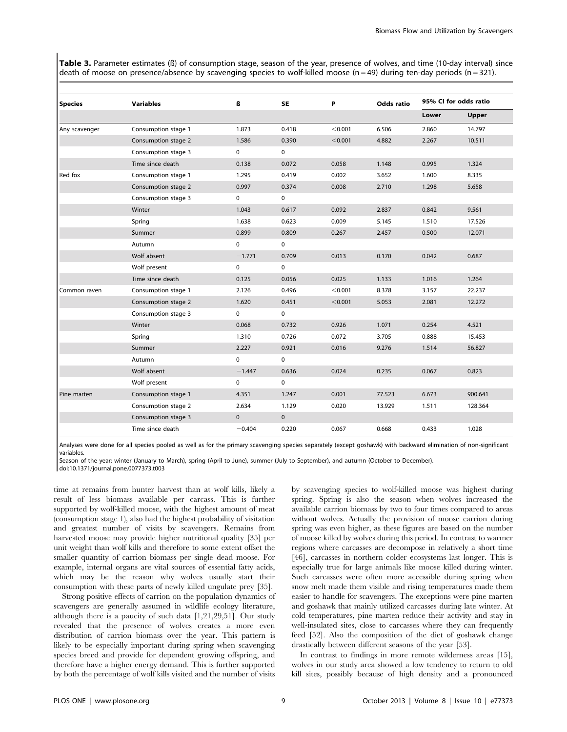**Table 3.** Parameter estimates (ß) of consumption stage, season of the year, presence of wolves, and time (10-day interval) since death of moose on presence/absence by scavenging species to wolf-killed moose (n = 49) during ten-day periods (n = 321).

| Species | Variables | ß | SE | P | Odds ratio | 95% CI for odds ratio | |
|---|---|---|---|---|---|---|---|
| | | | | | | Lower | Upper |
| Any scavenger | Consumption stage 1 | 1.873 | 0.418 | <0.001 | 6.506 | 2.860 | 14.797 |
| | Consumption stage 2 | 1.586 | 0.390 | <0.001 | 4.882 | 2.267 | 10.511 |
| | Consumption stage 3 | 0 | 0 | | | | |
| | Time since death | 0.138 | 0.072 | 0.058 | 1.148 | 0.995 | 1.324 |
| Red fox | Consumption stage 1 | 1.295 | 0.419 | 0.002 | 3.652 | 1.600 | 8.335 |
| | Consumption stage 2 | 0.997 | 0.374 | 0.008 | 2.710 | 1.298 | 5.658 |
| | Consumption stage 3 | 0 | 0 | | | | |
| | Winter | 1.043 | 0.617 | 0.092 | 2.837 | 0.842 | 9.561 |
| | Spring | 1.638 | 0.623 | 0.009 | 5.145 | 1.510 | 17.526 |
| | Summer | 0.899 | 0.809 | 0.267 | 2.457 | 0.500 | 12.071 |
| | Autumn | 0 | 0 | | | | |
| | Wolf absent | −1.771 | 0.709 | 0.013 | 0.170 | 0.042 | 0.687 |
| | Wolf present | 0 | 0 | | | | |
| | Time since death | 0.125 | 0.056 | 0.025 | 1.133 | 1.016 | 1.264 |
| Common raven | Consumption stage 1 | 2.126 | 0.496 | <0.001 | 8.378 | 3.157 | 22.237 |
| | Consumption stage 2 | 1.620 | 0.451 | <0.001 | 5.053 | 2.081 | 12.272 |
| | Consumption stage 3 | 0 | 0 | | | | |
| | Winter | 0.068 | 0.732 | 0.926 | 1.071 | 0.254 | 4.521 |
| | Spring | 1.310 | 0.726 | 0.072 | 3.705 | 0.888 | 15.453 |
| | Summer | 2.227 | 0.921 | 0.016 | 9.276 | 1.514 | 56.827 |
| | Autumn | 0 | 0 | | | | |
| | Wolf absent | −1.447 | 0.636 | 0.024 | 0.235 | 0.067 | 0.823 |
| | Wolf present | 0 | 0 | | | | |
| Pine marten | Consumption stage 1 | 4.351 | 1.247 | 0.001 | 77.523 | 6.673 | 900.641 |
| | Consumption stage 2 | 2.634 | 1.129 | 0.020 | 13.929 | 1.511 | 128.364 |
| | Consumption stage 3 | 0 | 0 | | | | |
| | Time since death | −0.404 | 0.220 | 0.067 | 0.668 | 0.433 | 1.028 |

Analyses were done for all species pooled as well as for the primary scavenging species separately (except goshawk) with backward elimination of non-significant variables.

Season of the year: winter (January to March), spring (April to June), summer (July to September), and autumn (October to December).

doi:10.1371/journal.pone.0077373.t003

time at remains from hunter harvest than at wolf kills, likely a result of less biomass available per carcass. This is further supported by wolf-killed moose, with the highest amount of meat (consumption stage 1), also had the highest probability of visitation and greatest number of visits by scavengers. Remains from harvested moose may provide higher nutritional quality [35] per unit weight than wolf kills and therefore to some extent offset the smaller quantity of carrion biomass per single dead moose. For example, internal organs are vital sources of essential fatty acids, which may be the reason why wolves usually start their consumption with these parts of newly killed ungulate prey [35].

Strong positive effects of carrion on the population dynamics of scavengers are generally assumed in wildlife ecology literature, although there is a paucity of such data [1,21,29,51]. Our study revealed that the presence of wolves creates a more even distribution of carrion biomass over the year. This pattern is likely to be especially important during spring when scavenging species breed and provide for dependent growing offspring, and therefore have a higher energy demand. This is further supported by both the percentage of wolf kills visited and the number of visits by scavenging species to wolf-killed moose was highest during spring. Spring is also the season when wolves increased the available carrion biomass by two to four times compared to areas without wolves. Actually the provision of moose carrion during spring was even higher, as these figures are based on the number of moose killed by wolves during this period. In contrast to warmer regions where carcasses are decompose in relatively a short time [46], carcasses in northern colder ecosystems last longer. This is especially true for large animals like moose killed during winter. Such carcasses were often more accessible during spring when snow melt made them visible and rising temperatures made them easier to handle for scavengers. The exceptions were pine marten and goshawk that mainly utilized carcasses during late winter. At cold temperatures, pine marten reduce their activity and stay in well-insulated sites, close to carcasses where they can frequently feed [52]. Also the composition of the diet of goshawk change drastically between different seasons of the year [53].

In contrast to findings in more remote wilderness areas [15], wolves in our study area showed a low tendency to return to old kill sites, possibly because of high density and a pronounced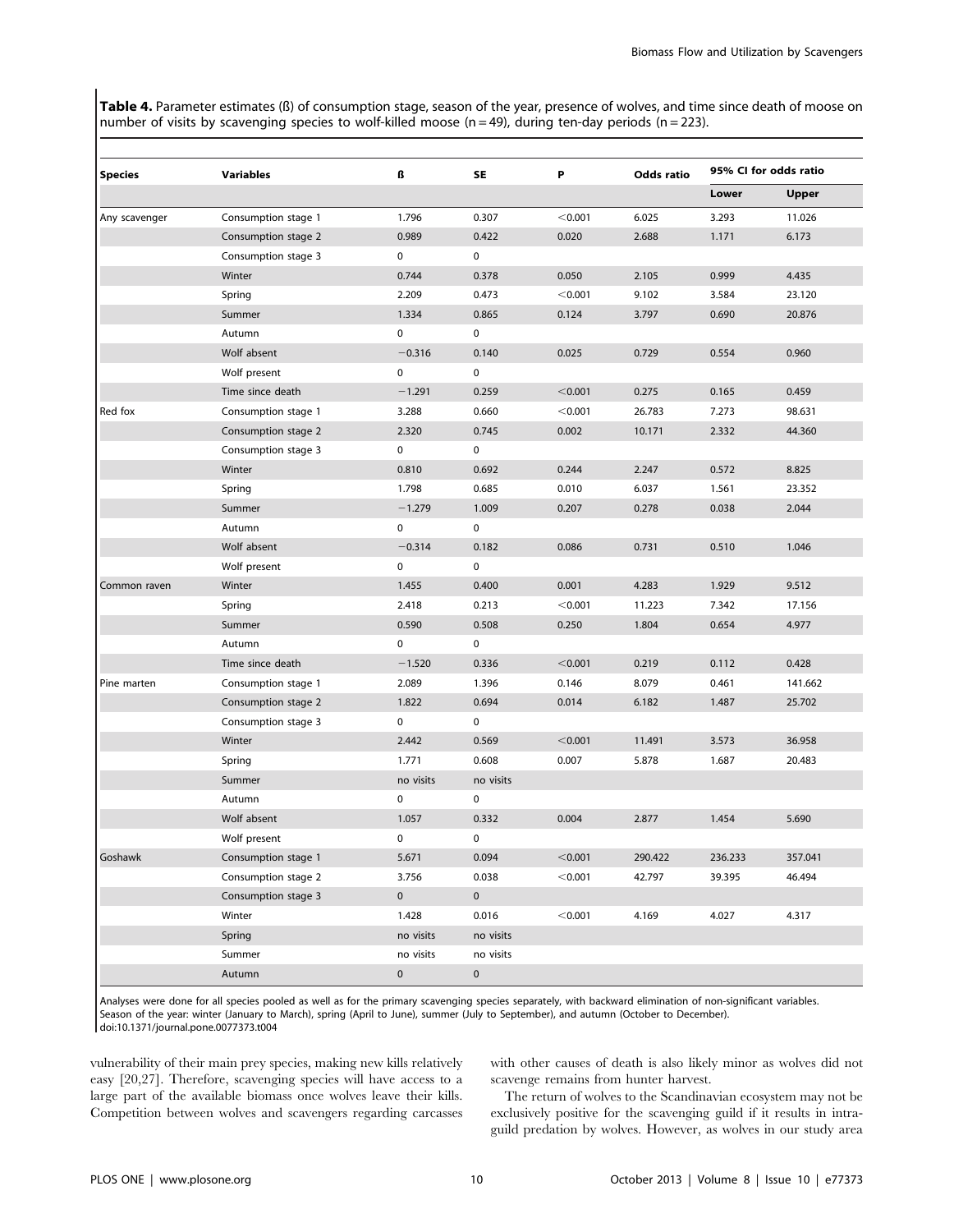**Table 4.** Parameter estimates (ß) of consumption stage, season of the year, presence of wolves, and time since death of moose on number of visits by scavenging species to wolf-killed moose (n = 49), during ten-day periods (n = 223).

| Species | Variables | ß | SE | P | Odds ratio | 95% CI for odds ratio | |
|---|---|---|---|---|---|---|---|
| | | | | | | Lower | Upper |
| Any scavenger | Consumption stage 1 | 1.796 | 0.307 | <0.001 | 6.025 | 3.293 | 11.026 |
| | Consumption stage 2 | 0.989 | 0.422 | 0.020 | 2.688 | 1.171 | 6.173 |
| | Consumption stage 3 | 0 | 0 | | | | |
| | Winter | 0.744 | 0.378 | 0.050 | 2.105 | 0.999 | 4.435 |
| | Spring | 2.209 | 0.473 | <0.001 | 9.102 | 3.584 | 23.120 |
| | Summer | 1.334 | 0.865 | 0.124 | 3.797 | 0.690 | 20.876 |
| | Autumn | 0 | 0 | | | | |
| | Wolf absent | −0.316 | 0.140 | 0.025 | 0.729 | 0.554 | 0.960 |
| | Wolf present | 0 | 0 | | | | |
| | Time since death | −1.291 | 0.259 | <0.001 | 0.275 | 0.165 | 0.459 |
| Red fox | Consumption stage 1 | 3.288 | 0.660 | <0.001 | 26.783 | 7.273 | 98.631 |
| | Consumption stage 2 | 2.320 | 0.745 | 0.002 | 10.171 | 2.332 | 44.360 |
| | Consumption stage 3 | 0 | 0 | | | | |
| | Winter | 0.810 | 0.692 | 0.244 | 2.247 | 0.572 | 8.825 |
| | Spring | 1.798 | 0.685 | 0.010 | 6.037 | 1.561 | 23.352 |
| | Summer | −1.279 | 1.009 | 0.207 | 0.278 | 0.038 | 2.044 |
| | Autumn | 0 | 0 | | | | |
| | Wolf absent | −0.314 | 0.182 | 0.086 | 0.731 | 0.510 | 1.046 |
| | Wolf present | 0 | 0 | | | | |
| Common raven | Winter | 1.455 | 0.400 | 0.001 | 4.283 | 1.929 | 9.512 |
| | Spring | 2.418 | 0.213 | <0.001 | 11.223 | 7.342 | 17.156 |
| | Summer | 0.590 | 0.508 | 0.250 | 1.804 | 0.654 | 4.977 |
| | Autumn | 0 | 0 | | | | |
| | Time since death | −1.520 | 0.336 | <0.001 | 0.219 | 0.112 | 0.428 |
| Pine marten | Consumption stage 1 | 2.089 | 1.396 | 0.146 | 8.079 | 0.461 | 141.662 |
| | Consumption stage 2 | 1.822 | 0.694 | 0.014 | 6.182 | 1.487 | 25.702 |
| | Consumption stage 3 | 0 | 0 | | | | |
| | Winter | 2.442 | 0.569 | <0.001 | 11.491 | 3.573 | 36.958 |
| | Spring | 1.771 | 0.608 | 0.007 | 5.878 | 1.687 | 20.483 |
| | Summer | no visits | no visits | | | | |
| | Autumn | 0 | 0 | | | | |
| | Wolf absent | 1.057 | 0.332 | 0.004 | 2.877 | 1.454 | 5.690 |
| | Wolf present | 0 | 0 | | | | |
| Goshawk | Consumption stage 1 | 5.671 | 0.094 | <0.001 | 290.422 | 236.233 | 357.041 |
| | Consumption stage 2 | 3.756 | 0.038 | <0.001 | 42.797 | 39.395 | 46.494 |
| | Consumption stage 3 | 0 | 0 | | | | |
| | Winter | 1.428 | 0.016 | <0.001 | 4.169 | 4.027 | 4.317 |
| | Spring | no visits | no visits | | | | |
| | Summer | no visits | no visits | | | | |
| | Autumn | 0 | 0 | | | | |

Analyses were done for all species pooled as well as for the primary scavenging species separately, with backward elimination of non-significant variables.
Season of the year: winter (January to March), spring (April to June), summer (July to September), and autumn (October to December).
doi:10.1371/journal.pone.0077373.t004

vulnerability of their main prey species, making new kills relatively easy [20,27]. Therefore, scavenging species will have access to a large part of the available biomass once wolves leave their kills. Competition between wolves and scavengers regarding carcasses with other causes of death is also likely minor as wolves did not scavenge remains from hunter harvest.

The return of wolves to the Scandinavian ecosystem may not be exclusively positive for the scavenging guild if it results in intraguild predation by wolves. However, as wolves in our study area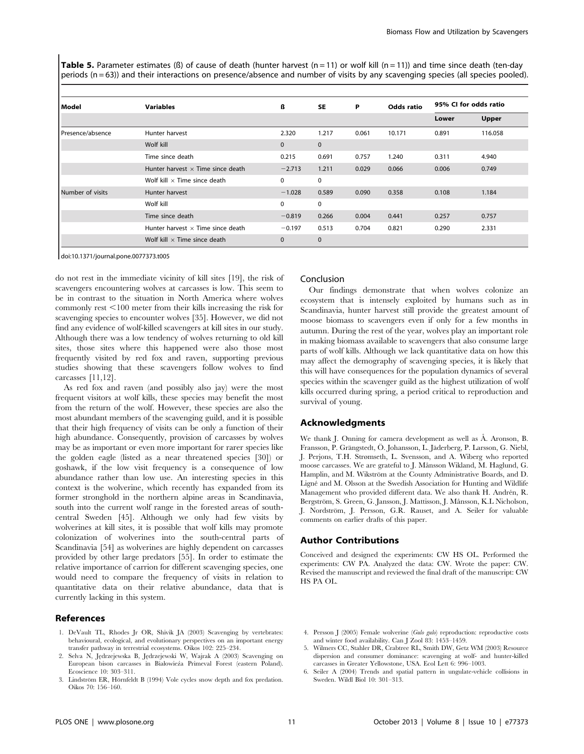**Table 5.** Parameter estimates (ß) of cause of death (hunter harvest (n = 11) or wolf kill (n = 11)) and time since death (ten-day periods (n = 63)) and their interactions on presence/absence and number of visits by any scavenging species (all species pooled).

| Model | Variables | ß | SE | P | Odds ratio | 95% CI for odds ratio | |
|---|---|---|---|---|---|---|---|
| | | | | | | Lower | Upper |
| Presence/absence | Hunter harvest | 2.320 | 1.217 | 0.061 | 10.171 | 0.891 | 116.058 |
| | Wolf kill | 0 | 0 | | | | |
| | Time since death | 0.215 | 0.691 | 0.757 | 1.240 | 0.311 | 4.940 |
| | Hunter harvest × Time since death | −2.713 | 1.211 | 0.029 | 0.066 | 0.006 | 0.749 |
| | Wolf kill × Time since death | 0 | 0 | | | | |
| Number of visits | Hunter harvest | −1.028 | 0.589 | 0.090 | 0.358 | 0.108 | 1.184 |
| | Wolf kill | 0 | 0 | | | | |
| | Time since death | −0.819 | 0.266 | 0.004 | 0.441 | 0.257 | 0.757 |
| | Hunter harvest × Time since death | −0.197 | 0.513 | 0.704 | 0.821 | 0.290 | 2.331 |
| | Wolf kill × Time since death | 0 | 0 | | | | |

doi:10.1371/journal.pone.0077373.t005

do not rest in the immediate vicinity of kill sites [19], the risk of scavengers encountering wolves at carcasses is low. This seem to be in contrast to the situation in North America where wolves commonly rest <100 meter from their kills increasing the risk for scavenging species to encounter wolves [35]. However, we did not find any evidence of wolf-killed scavengers at kill sites in our study. Although there was a low tendency of wolves returning to old kill sites, those sites where this happened were also those most frequently visited by red fox and raven, supporting previous studies showing that these scavengers follow wolves to find carcasses [11,12].

As red fox and raven (and possibly also jay) were the most frequent visitors at wolf kills, these species may benefit the most from the return of the wolf. However, these species are also the most abundant members of the scavenging guild, and it is possible that their high frequency of visits can be only a function of their high abundance. Consequently, provision of carcasses by wolves may be as important or even more important for rarer species like the golden eagle (listed as a near threatened species [30]) or goshawk, if the low visit frequency is a consequence of low abundance rather than low use. An interesting species in this context is the wolverine, which recently has expanded from its former stronghold in the northern alpine areas in Scandinavia, south into the current wolf range in the forested areas of south-central Sweden [45]. Although we only had few visits by wolverines at kill sites, it is possible that wolf kills may promote colonization of wolverines into the south-central parts of Scandinavia [54] as wolverines are highly dependent on carcasses provided by other large predators [55]. In order to estimate the relative importance of carrion for different scavenging species, one would need to compare the frequency of visits in relation to quantitative data on their relative abundance, data that is currently lacking in this system.

## Conclusion

Our findings demonstrate that when wolves colonize an ecosystem that is intensely exploited by humans such as in Scandinavia, hunter harvest still provide the greatest amount of moose biomass to scavengers even if only for a few months in autumn. During the rest of the year, wolves play an important role in making biomass available to scavengers that also consume large parts of wolf kills. Although we lack quantitative data on how this may affect the demography of scavenging species, it is likely that this will have consequences for the population dynamics of several species within the scavenger guild as the highest utilization of wolf kills occurred during spring, a period critical to reproduction and survival of young.

## Acknowledgments

We thank J. Onning for camera development as well as Å. Aronson, B. Fransson, P. Grängstedt, Ö. Johansson, L. Jäderberg, P. Larsson, G. Niebl, J. Perjons, T.H. Strømseth, L. Svensson, and A. Wiberg who reported moose carcasses. We are grateful to J. Månsson Wikland, M. Haglund, G. Hamplin, and M. Wikström at the County Administrative Boards, and D. Ligné and M. Olsson at the Swedish Association for Hunting and Wildlife Management who provided different data. We also thank H. Andrén, R. Bergström, S. Green, G. Jansson, J. Mattisson, J. Månsson, K.L Nicholson, J. Nordström, J. Persson, G.R. Rauset, and A. Seiler for valuable comments on earlier drafts of this paper.

## Author Contributions

Conceived and designed the experiments: CW HS OL. Performed the experiments: CW PA. Analyzed the data: CW. Wrote the paper: CW. Revised the manuscript and reviewed the final draft of the manuscript: CW HS PA OL.

## References

1. DeVault TL, Rhodes Jr OR, Shivik JA (2003) Scavenging by vertebrates: behavioural, ecological, and evolutionary perspectives on an important energy transfer pathway in terrestrial ecosystems. Oikos 102: 225–234.
2. Selva N, Jędrzejewska B, Jędrzejewski W, Wajrak A (2003) Scavenging on European bison carcasses in Białowieża Primeval Forest (eastern Poland). Ecoscience 10: 303–311.
3. Lindström ER, Hörnfeldt B (1994) Vole cycles snow depth and fox predation. Oikos 70: 156–160.
4. Persson J (2005) Female wolverine (*Gulo gulo*) reproduction: reproductive costs and winter food availability. Can J Zool 83: 1453–1459.
5. Wilmers CC, Stahler DR, Crabtree RL, Smith DW, Getz WM (2003) Resource dispersion and consumer dominance: scavenging at wolf- and hunter-killed carcasses in Greater Yellowstone, USA. Ecol Lett 6: 996–1003.
6. Seiler A (2004) Trends and spatial pattern in ungulate-vehicle collisions in Sweden. Wildl Biol 10: 301–313.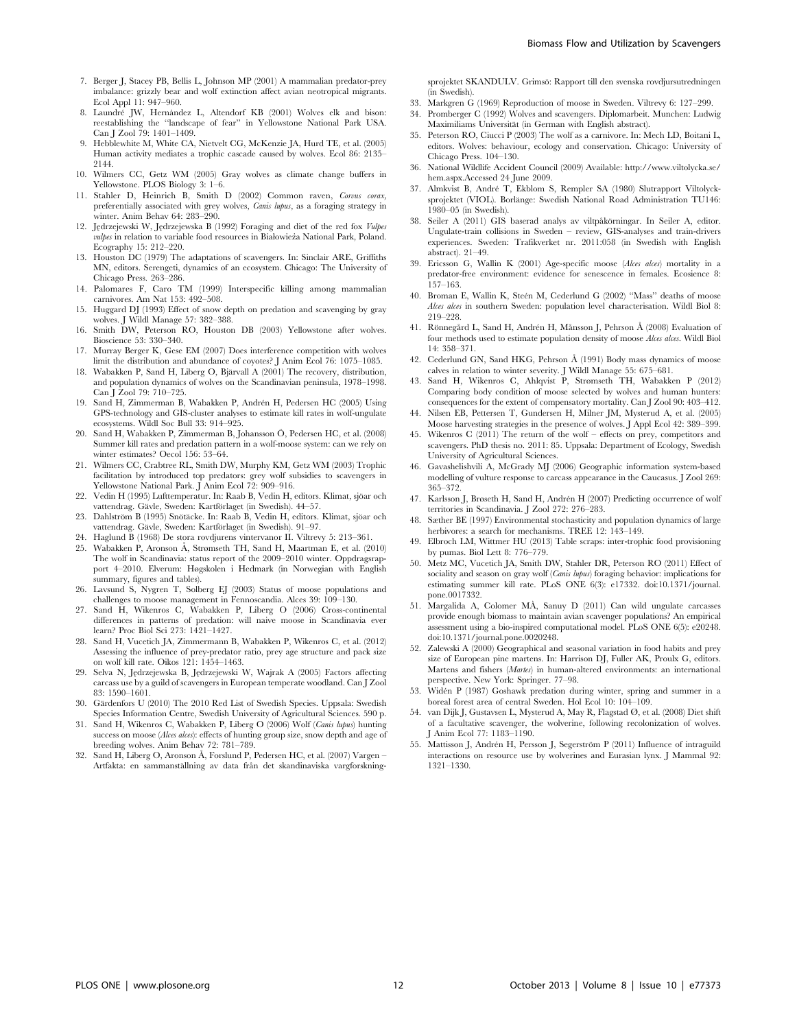7. Berger J, Stacey PB, Bellis L, Johnson MP (2001) A mammalian predator-prey imbalance: grizzly bear and wolf extinction affect avian neotropical migrants. Ecol Appl 11: 947–960.
8. Laundré JW, Hernández L, Altendorf KB (2001) Wolves elk and bison: reestablishing the "landscape of fear" in Yellowstone National Park USA. Can J Zool 79: 1401–1409.
9. Hebblewhite M, White CA, Nietvelt CG, McKenzie JA, Hurd TE, et al. (2005) Human activity mediates a trophic cascade caused by wolves. Ecol 86: 2135–2144.
10. Wilmers CC, Getz WM (2005) Gray wolves as climate change buffers in Yellowstone. PLOS Biology 3: 1–6.
11. Stahler D, Heinrich B, Smith D (2002) Common raven, *Corvus corax*, preferentially associated with grey wolves, *Canis lupus*, as a foraging strategy in winter. Anim Behav 64: 283–290.
12. Jędrzejewski W, Jędrzejewska B (1992) Foraging and diet of the red fox *Vulpes vulpes* in relation to variable food resources in Białowieża National Park, Poland. Ecography 15: 212–220.
13. Houston DC (1979) The adaptations of scavengers. In: Sinclair ARE, Griffiths MN, editors. Serengeti, dynamics of an ecosystem. Chicago: The University of Chicago Press. 263–286.
14. Palomares F, Caro TM (1999) Interspecific killing among mammalian carnivores. Am Nat 153: 492–508.
15. Huggard DJ (1993) Effect of snow depth on predation and scavenging by gray wolves. J Wildl Manage 57: 382–388.
16. Smith DW, Peterson RO, Houston DB (2003) Yellowstone after wolves. Bioscience 53: 330–340.
17. Murray Berger K, Gese EM (2007) Does interference competition with wolves limit the distribution and abundance of coyotes? J Anim Ecol 76: 1075–1085.
18. Wabakken P, Sand H, Liberg O, Bjärvall A (2001) The recovery, distribution, and population dynamics of wolves on the Scandinavian peninsula, 1978–1998. Can J Zool 79: 710–725.
19. Sand H, Zimmerman B, Wabakken P, Andrén H, Pedersen HC (2005) Using GPS-technology and GIS-cluster analyses to estimate kill rates in wolf-ungulate ecosystems. Wildl Soc Bull 33: 914–925.
20. Sand H, Wabakken P, Zimmerman B, Johansson Ö, Pedersen HC, et al. (2008) Summer kill rates and predation pattern in a wolf-moose system: can we rely on winter estimates? Oecol 156: 53–64.
21. Wilmers CC, Crabtree RL, Smith DW, Murphy KM, Getz WM (2003) Trophic facilitation by introduced top predators: grey wolf subsidies to scavengers in Yellowstone National Park. J Anim Ecol 72: 909–916.
22. Vedin H (1995) Lufttemperatur. In: Raab B, Vedin H, editors. Klimat, sjöar och vattendrag. Gävle, Sweden: Kartförlaget (in Swedish). 44–57.
23. Dahlström B (1995) Snötäcke. In: Raab B, Vedin H, editors. Klimat, sjöar och vattendrag. Gävle, Sweden: Kartförlaget (in Swedish). 91–97.
24. Haglund B (1968) De stora rovdjurens vintervanor II. Viltrevy 5: 213–361.
25. Wabakken P, Aronson Å, Strømseth TH, Sand H, Maartman E, et al. (2010) The wolf in Scandinavia: status report of the 2009–2010 winter. Oppdragsrapport 4–2010. Elverum: Høgskolen i Hedmark (in Norwegian with English summary, figures and tables).
26. Lavsund S, Nygren T, Solberg EJ (2003) Status of moose populations and challenges to moose management in Fennoscandia. Alces 39: 109–130.
27. Sand H, Wikenros C, Wabakken P, Liberg O (2006) Cross-continental differences in patterns of predation: will naive moose in Scandinavia ever learn? Proc Biol Sci 273: 1421–1427.
28. Sand H, Vucetich JA, Zimmermann B, Wabakken P, Wikenros C, et al. (2012) Assessing the influence of prey-predator ratio, prey age structure and pack size on wolf kill rate. Oikos 121: 1454–1463.
29. Selva N, Jędrzejewska B, Jędrzejewski W, Wajrak A (2005) Factors affecting carcass use by a guild of scavengers in European temperate woodland. Can J Zool 83: 1590–1601.
30. Gärdenfors U (2010) The 2010 Red List of Swedish Species. Uppsala: Swedish Species Information Centre, Swedish University of Agricultural Sciences. 590 p.
31. Sand H, Wikenros C, Wabakken P, Liberg O (2006) Wolf (*Canis lupus*) hunting success on moose (*Alces alces*): effects of hunting group size, snow depth and age of breeding wolves. Anim Behav 72: 781–789.
32. Sand H, Liberg O, Aronson Å, Forslund P, Pedersen HC, et al. (2007) Vargen – Artfakta: en sammanställning av data från det skandinaviska vargforskningsprojektet SKANDULV. Grimsö: Rapport till den svenska rovdjursutredningen (in Swedish).
33. Markgren G (1969) Reproduction of moose in Sweden. Viltrevy 6: 127–299.
34. Promberger C (1992) Wolves and scavengers. Diplomarbeit. Munchen: Ludwig Maximiliams Universität (in German with English abstract).
35. Peterson RO, Ciucci P (2003) The wolf as a carnivore. In: Mech LD, Boitani L, editors. Wolves: behaviour, ecology and conservation. Chicago: University of Chicago Press. 104–130.
36. National Wildlife Accident Council (2009) Available: http://www.viltolycka.se/hem.aspx.Accessed 24 June 2009.
37. Almkvist B, André T, Ekblom S, Rempler SA (1980) Slutrapport Viltolycksprojektet (VIOL). Borlänge: Swedish National Road Administration TU146: 1980–05 (in Swedish).
38. Seiler A (2011) GIS baserad analys av viltpåkörningar. In Seiler A, editor. Ungulate-train collisions in Sweden – review, GIS-analyses and train-drivers experiences. Sweden: Trafikverket nr. 2011:058 (in Swedish with English abstract). 21–49.
39. Ericsson G, Wallin K (2001) Age-specific moose (*Alces alces*) mortality in a predator-free environment: evidence for senescence in females. Ecosience 8: 157–163.
40. Broman E, Wallin K, Steén M, Cederlund G (2002) "Mass" deaths of moose *Alces alces* in southern Sweden: population level characterisation. Wildl Biol 8: 219–228.
41. Rönnegård L, Sand H, Andrén H, Månsson J, Pehrson Å (2008) Evaluation of four methods used to estimate population density of moose *Alces alces*. Wildl Biol 14: 358–371.
42. Cederlund GN, Sand HKG, Pehrson Å (1991) Body mass dynamics of moose calves in relation to winter severity. J Wildl Manage 55: 675–681.
43. Sand H, Wikenros C, Ahlqvist P, Strømseth TH, Wabakken P (2012) Comparing body condition of moose selected by wolves and human hunters: consequences for the extent of compensatory mortality. Can J Zool 90: 403–412.
44. Nilsen EB, Pettersen T, Gundersen H, Milner JM, Mysterud A, et al. (2005) Moose harvesting strategies in the presence of wolves. J Appl Ecol 42: 389–399.
45. Wikenros C (2011) The return of the wolf – effects on prey, competitors and scavengers. PhD thesis no. 2011: 85. Uppsala: Department of Ecology, Swedish University of Agricultural Sciences.
46. Gavashelishvili A, McGrady MJ (2006) Geographic information system-based modelling of vulture response to carcass appearance in the Caucasus. J Zool 269: 365–372.
47. Karlsson J, Brøseth H, Sand H, Andrén H (2007) Predicting occurrence of wolf territories in Scandinavia. J Zool 272: 276–283.
48. Sæther BE (1997) Environmental stochasticity and population dynamics of large herbivores: a search for mechanisms. TREE 12: 143–149.
49. Elbroch LM, Wittmer HU (2013) Table scraps: inter-trophic food provisioning by pumas. Biol Lett 8: 776–779.
50. Metz MC, Vucetich JA, Smith DW, Stahler DR, Peterson RO (2011) Effect of sociality and season on gray wolf (*Canis lupus*) foraging behavior: implications for estimating summer kill rate. PLoS ONE 6(3): e17332. doi:10.1371/journal.pone.0017332.
51. Margalida A, Colomer MÀ, Sanuy D (2011) Can wild ungulate carcasses provide enough biomass to maintain avian scavenger populations? An empirical assessment using a bio-inspired computational model. PLoS ONE 6(5): e20248. doi:10.1371/journal.pone.0020248.
52. Zalewski A (2000) Geographical and seasonal variation in food habits and prey size of European pine martens. In: Harrison DJ, Fuller AK, Proulx G, editors. Martens and fishers (*Martes*) in human-altered environments: an international perspective. New York: Springer. 77–98.
53. Widén P (1987) Goshawk predation during winter, spring and summer in a boreal forest area of central Sweden. Hol Ecol 10: 104–109.
54. van Dijk J, Gustavsen L, Mysterud A, May R, Flagstad Ø, et al. (2008) Diet shift of a facultative scavenger, the wolverine, following recolonization of wolves. J Anim Ecol 77: 1183–1190.
55. Mattisson J, Andrén H, Persson J, Segerström P (2011) Influence of intraguild interactions on resource use by wolverines and Eurasian lynx. J Mammal 92: 1321–1330.